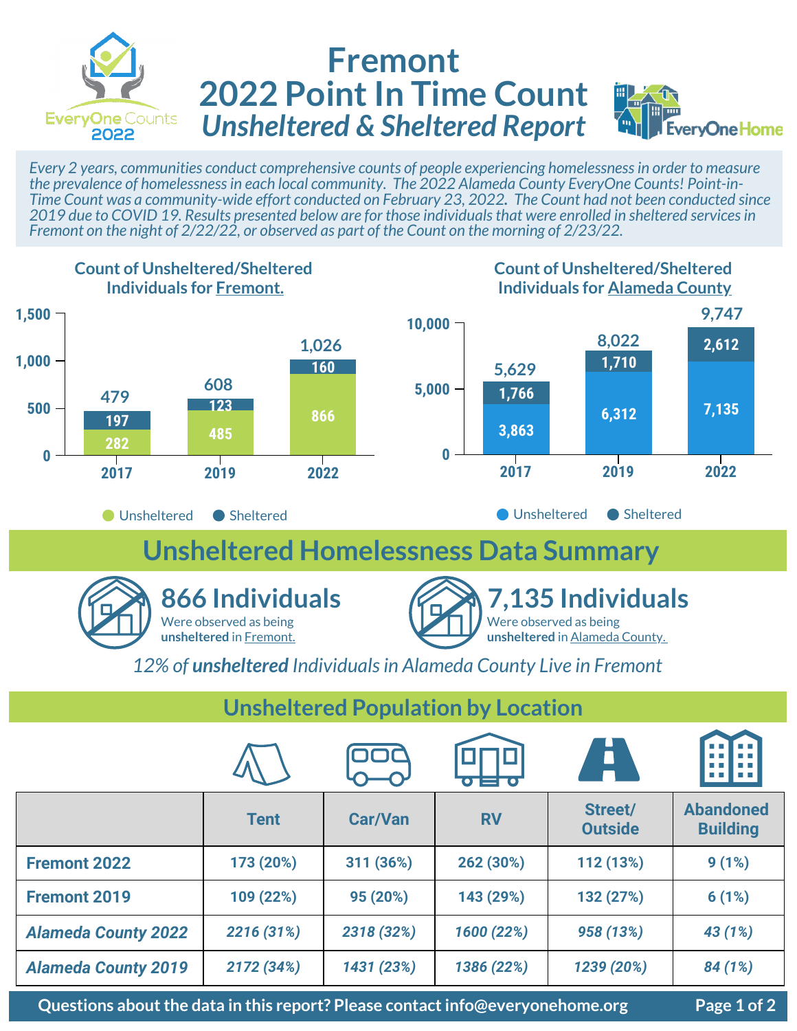# Fremont 2022 Point In Time Count

## *Unsheltered & Sheltered Report*

EveryOne Counts 2022

EveryOne Home

*Every 2 years, communities conduct comprehensive counts of people experiencing homelessness in order to measure the prevalence of homelessness in each local community. The 2022 Alameda County EveryOne Counts! Point-in-Time Count was a community-wide effort conducted on February 23, 2022. The Count had not been conducted since 2019 due to COVID 19. Results presented below are for those individuals that were enrolled in sheltered services in Fremont on the night of 2/22/22, or observed as part of the Count on the morning of 2/23/22.*

### Count of Unsheltered/Sheltered Individuals for Fremont.

| Year | Unsheltered | Sheltered | Total |
|---|---|---|---|
| 2017 | 282 | 197 | 479 |
| 2019 | 485 | 123 | 608 |
| 2022 | 866 | 160 | 1,026 |

### Count of Unsheltered/Sheltered Individuals for Alameda County

| Year | Unsheltered | Sheltered | Total |
|---|---|---|---|
| 2017 | 3,863 | 1,766 | 5,629 |
| 2019 | 6,312 | 1,710 | 8,022 |
| 2022 | 7,135 | 2,612 | 9,747 |

## Unsheltered Homelessness Data Summary

**866 Individuals**
Were observed as being **unsheltered** in Fremont.

**7,135 Individuals**
Were observed as being **unsheltered** in Alameda County.

*12% of* ***unsheltered*** *Individuals in Alameda County Live in Fremont*

## Unsheltered Population by Location

| | Tent | Car/Van | RV | Street/ Outside | Abandoned Building |
|---|---|---|---|---|---|
| **Fremont 2022** | 173 (20%) | 311 (36%) | 262 (30%) | 112 (13%) | 9 (1%) |
| **Fremont 2019** | 109 (22%) | 95 (20%) | 143 (29%) | 132 (27%) | 6 (1%) |
| ***Alameda County 2022*** | *2216 (31%)* | *2318 (32%)* | *1600 (22%)* | *958 (13%)* | *43 (1%)* |
| ***Alameda County 2019*** | *2172 (34%)* | *1431 (23%)* | *1386 (22%)* | *1239 (20%)* | *84 (1%)* |

**Questions about the data in this report? Please contact info@everyonehome.org**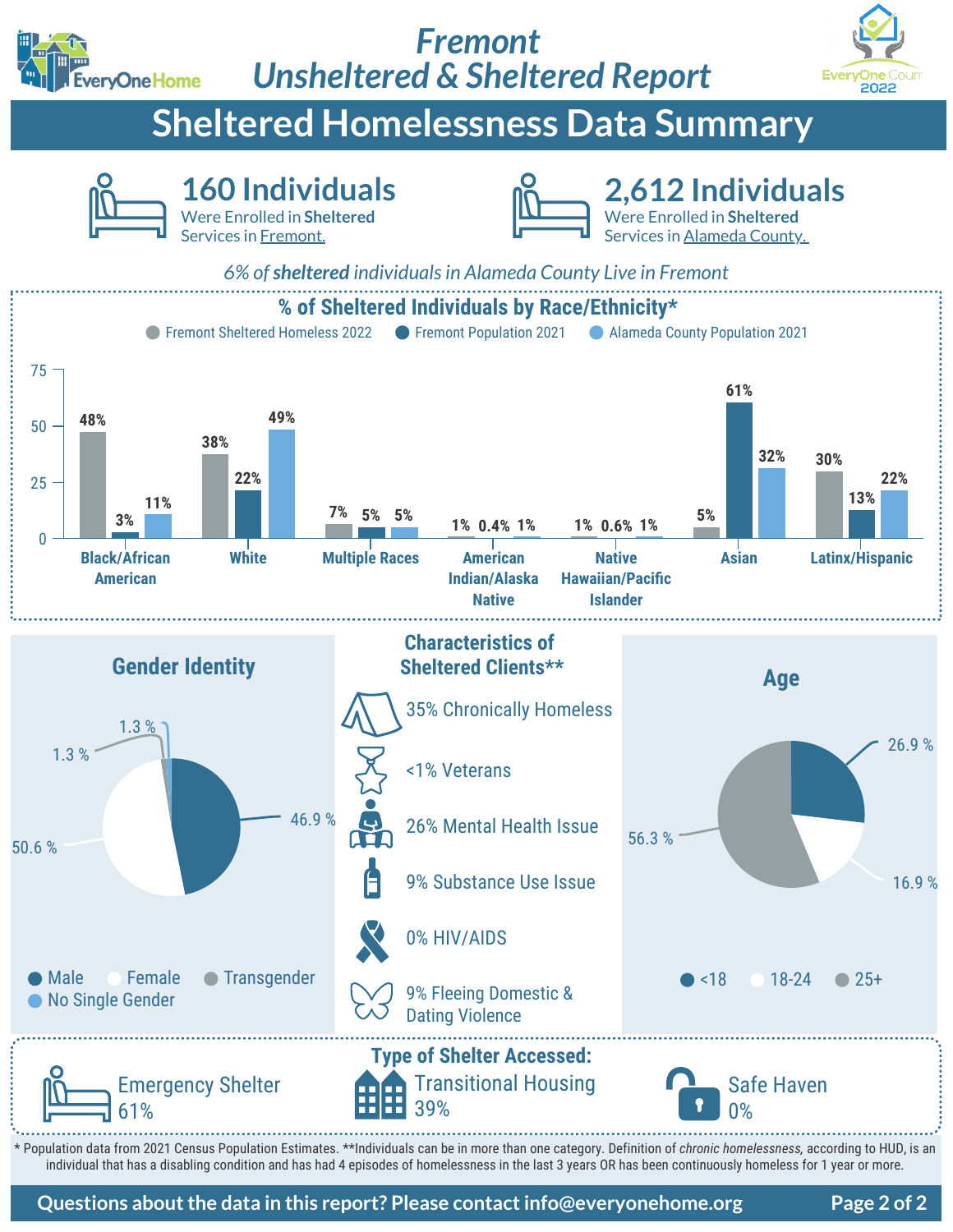# Fremont Unsheltered & Sheltered Report

EveryOneHome

EveryOne Counts 2022

## Sheltered Homelessness Data Summary

**160 Individuals**
Were Enrolled in **Sheltered** Services in Fremont.

**2,612 Individuals**
Were Enrolled in **Sheltered** Services in Alameda County.

*6% of **sheltered** individuals in Alameda County Live in Fremont*

### % of Sheltered Individuals by Race/Ethnicity*

Fremont Sheltered Homeless 2022
Fremont Population 2021
Alameda County Population 2021

75
50
25
0

Black/African American: 48% 3% 11%
White: 38% 22% 49%
Multiple Races: 7% 5% 5%
American Indian/Alaska Native: 1% 0.4% 1%
Native Hawaiian/Pacific Islander: 1% 0.6% 1%
Asian: 5% 61% 32%
Latinx/Hispanic: 30% 13% 22%

### Gender Identity

46.9 %
50.6 %
1.3 %
1.3 %

Male, Female, Transgender, No Single Gender

### Characteristics of Sheltered Clients**

- 35% Chronically Homeless
- <1% Veterans
- 26% Mental Health Issue
- 9% Substance Use Issue
- 0% HIV/AIDS
- 9% Fleeing Domestic & Dating Violence

### Age

26.9 %
16.9 %
56.3 %

<18, 18-24, 25+

### Type of Shelter Accessed:

Emergency Shelter 61%

Transitional Housing 39%

Safe Haven 0%

\* Population data from 2021 Census Population Estimates. **Individuals can be in more than one category. Definition of *chronic homelessness,* according to HUD, is an individual that has a disabling condition and has had 4 episodes of homelessness in the last 3 years OR has been continuously homeless for 1 year or more.

**Questions about the data in this report? Please contact info@everyonehome.org**